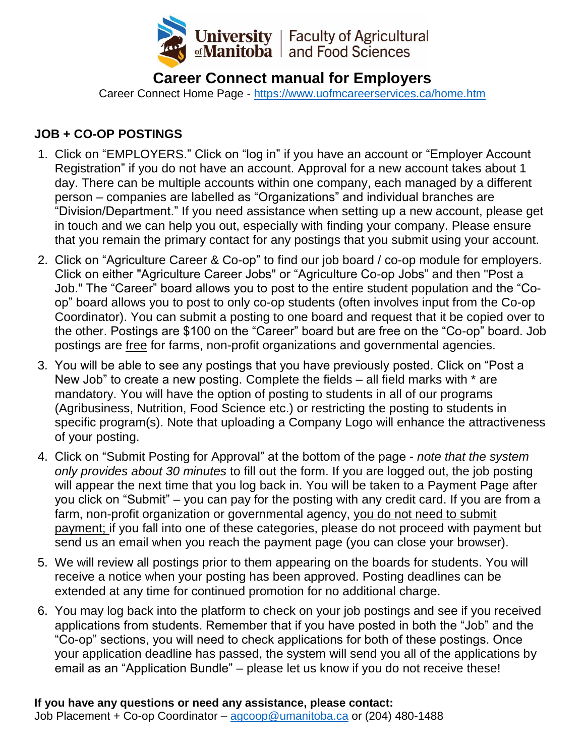University of Manitoba | Faculty of Agricultural and Food Sciences

# Career Connect manual for Employers

Career Connect Home Page - https://www.uofmcareerservices.ca/home.htm

## JOB + CO-OP POSTINGS

1. Click on "EMPLOYERS." Click on "log in" if you have an account or "Employer Account Registration" if you do not have an account. Approval for a new account takes about 1 day. There can be multiple accounts within one company, each managed by a different person – companies are labelled as "Organizations" and individual branches are "Division/Department." If you need assistance when setting up a new account, please get in touch and we can help you out, especially with finding your company. Please ensure that you remain the primary contact for any postings that you submit using your account.
2. Click on "Agriculture Career & Co-op" to find our job board / co-op module for employers. Click on either "Agriculture Career Jobs" or "Agriculture Co-op Jobs" and then "Post a Job." The "Career" board allows you to post to the entire student population and the "Co-op" board allows you to post to only co-op students (often involves input from the Co-op Coordinator). You can submit a posting to one board and request that it be copied over to the other. Postings are $100 on the "Career" board but are free on the "Co-op" board. Job postings are <u>free</u> for farms, non-profit organizations and governmental agencies.
3. You will be able to see any postings that you have previously posted. Click on "Post a New Job" to create a new posting. Complete the fields – all field marks with * are mandatory. You will have the option of posting to students in all of our programs (Agribusiness, Nutrition, Food Science etc.) or restricting the posting to students in specific program(s). Note that uploading a Company Logo will enhance the attractiveness of your posting.
4. Click on "Submit Posting for Approval" at the bottom of the page - *note that the system only provides about 30 minutes* to fill out the form. If you are logged out, the job posting will appear the next time that you log back in. You will be taken to a Payment Page after you click on "Submit" – you can pay for the posting with any credit card. If you are from a farm, non-profit organization or governmental agency, <u>you do not need to submit payment;</u> if you fall into one of these categories, please do not proceed with payment but send us an email when you reach the payment page (you can close your browser).
5. We will review all postings prior to them appearing on the boards for students. You will receive a notice when your posting has been approved. Posting deadlines can be extended at any time for continued promotion for no additional charge.
6. You may log back into the platform to check on your job postings and see if you received applications from students. Remember that if you have posted in both the "Job" and the "Co-op" sections, you will need to check applications for both of these postings. Once your application deadline has passed, the system will send you all of the applications by email as an "Application Bundle" – please let us know if you do not receive these!

**If you have any questions or need any assistance, please contact:**
Job Placement + Co-op Coordinator – agcoop@umanitoba.ca or (204) 480-1488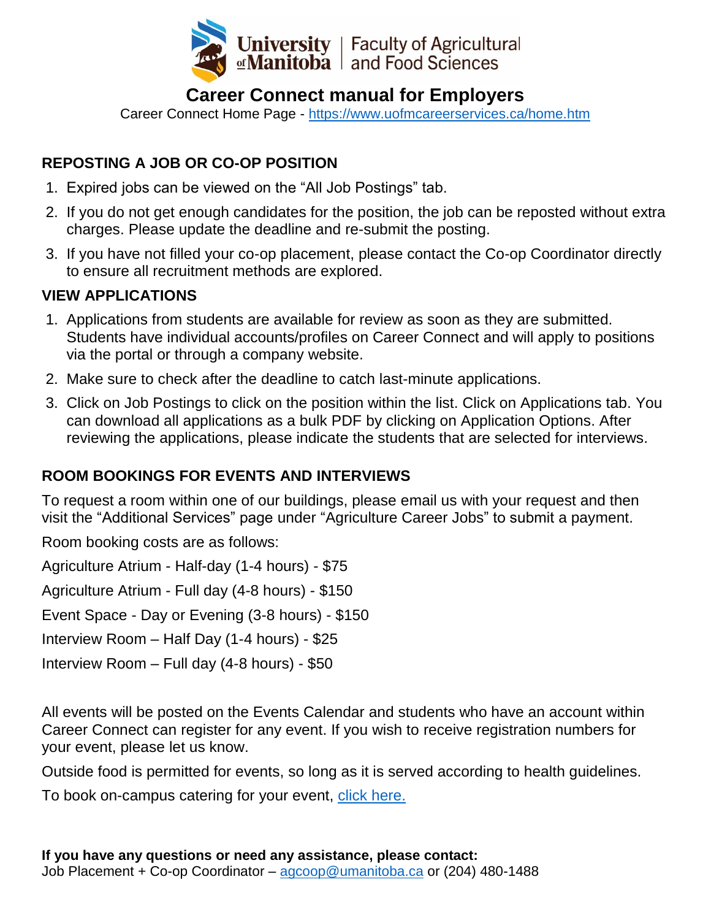# Career Connect manual for Employers

Career Connect Home Page - [https://www.uofmcareerservices.ca/home.htm](https://www.uofmcareerservices.ca/home.htm)

## REPOSTING A JOB OR CO-OP POSITION

1. Expired jobs can be viewed on the "All Job Postings" tab.
2. If you do not get enough candidates for the position, the job can be reposted without extra charges. Please update the deadline and re-submit the posting.
3. If you have not filled your co-op placement, please contact the Co-op Coordinator directly to ensure all recruitment methods are explored.

## VIEW APPLICATIONS

1. Applications from students are available for review as soon as they are submitted. Students have individual accounts/profiles on Career Connect and will apply to positions via the portal or through a company website.
2. Make sure to check after the deadline to catch last-minute applications.
3. Click on Job Postings to click on the position within the list. Click on Applications tab. You can download all applications as a bulk PDF by clicking on Application Options. After reviewing the applications, please indicate the students that are selected for interviews.

## ROOM BOOKINGS FOR EVENTS AND INTERVIEWS

To request a room within one of our buildings, please email us with your request and then visit the "Additional Services" page under "Agriculture Career Jobs" to submit a payment.

Room booking costs are as follows:

Agriculture Atrium - Half-day (1-4 hours) - $75

Agriculture Atrium - Full day (4-8 hours) - $150

Event Space - Day or Evening (3-8 hours) - $150

Interview Room – Half Day (1-4 hours) - $25

Interview Room – Full day (4-8 hours) - $50

All events will be posted on the Events Calendar and students who have an account within Career Connect can register for any event. If you wish to receive registration numbers for your event, please let us know.

Outside food is permitted for events, so long as it is served according to health guidelines.

To book on-campus catering for your event, click here.

**If you have any questions or need any assistance, please contact:**
Job Placement + Co-op Coordinator – agcoop@umanitoba.ca or (204) 480-1488